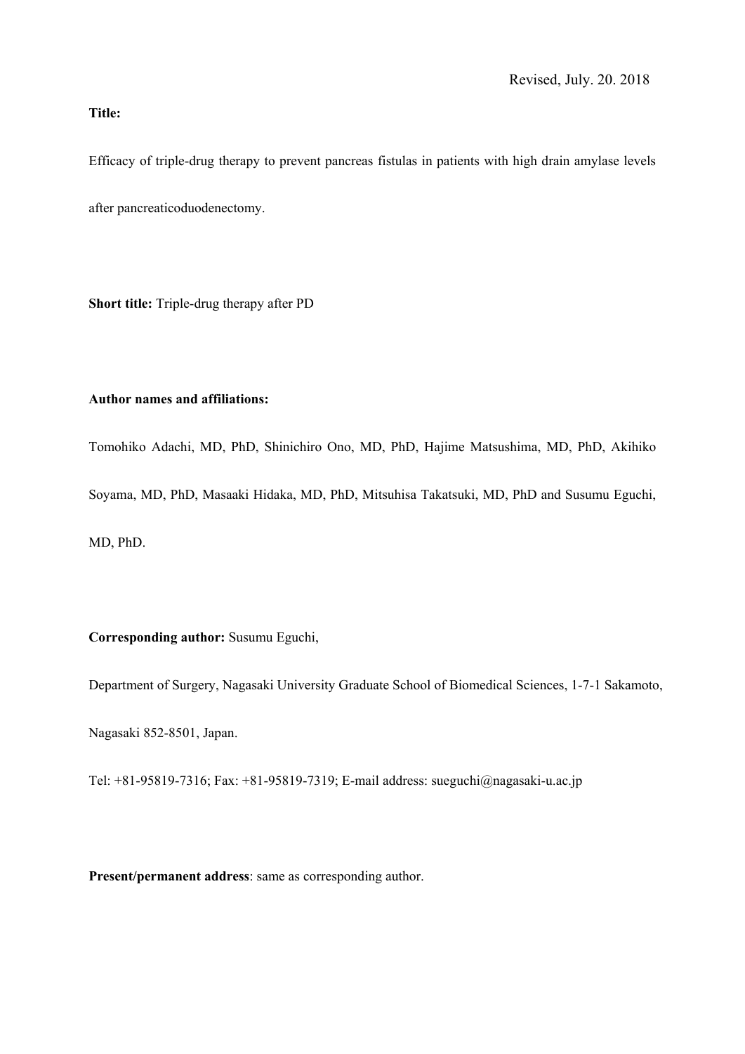Revised, July. 20. 2018

**Title:**

Efficacy of triple-drug therapy to prevent pancreas fistulas in patients with high drain amylase levels after pancreaticoduodenectomy.

**Short title:** Triple-drug therapy after PD

**Author names and affiliations:**

Tomohiko Adachi, MD, PhD, Shinichiro Ono, MD, PhD, Hajime Matsushima, MD, PhD, Akihiko Soyama, MD, PhD, Masaaki Hidaka, MD, PhD, Mitsuhisa Takatsuki, MD, PhD and Susumu Eguchi, MD, PhD.

**Corresponding author:** Susumu Eguchi,

Department of Surgery, Nagasaki University Graduate School of Biomedical Sciences, 1-7-1 Sakamoto, Nagasaki 852-8501, Japan.

Tel: +81-95819-7316; Fax: +81-95819-7319; E-mail address: sueguchi@nagasaki-u.ac.jp

**Present/permanent address**: same as corresponding author.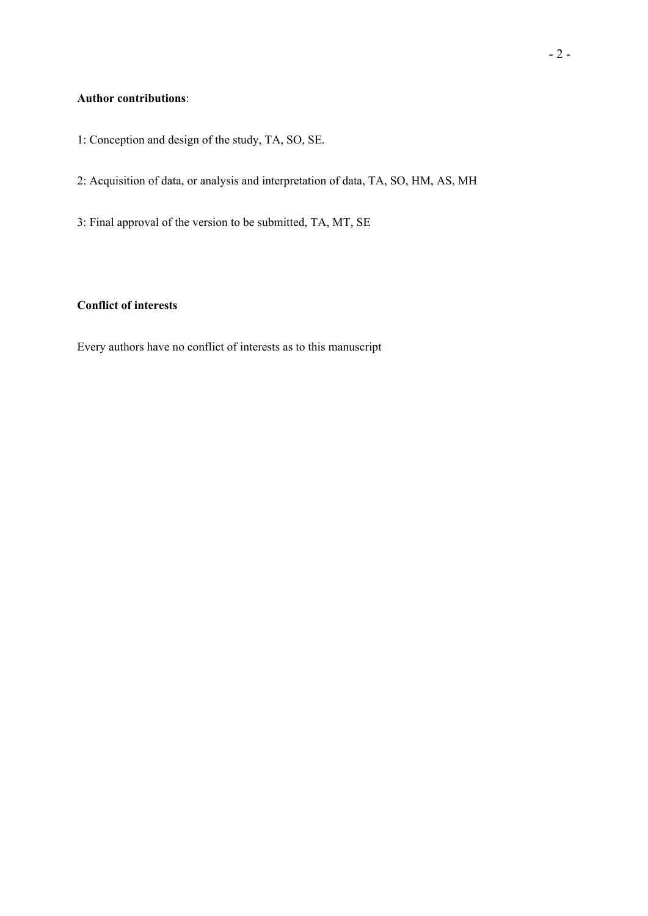**Author contributions**:

1: Conception and design of the study, TA, SO, SE.

2: Acquisition of data, or analysis and interpretation of data, TA, SO, HM, AS, MH

3: Final approval of the version to be submitted, TA, MT, SE

**Conflict of interests**

Every authors have no conflict of interests as to this manuscript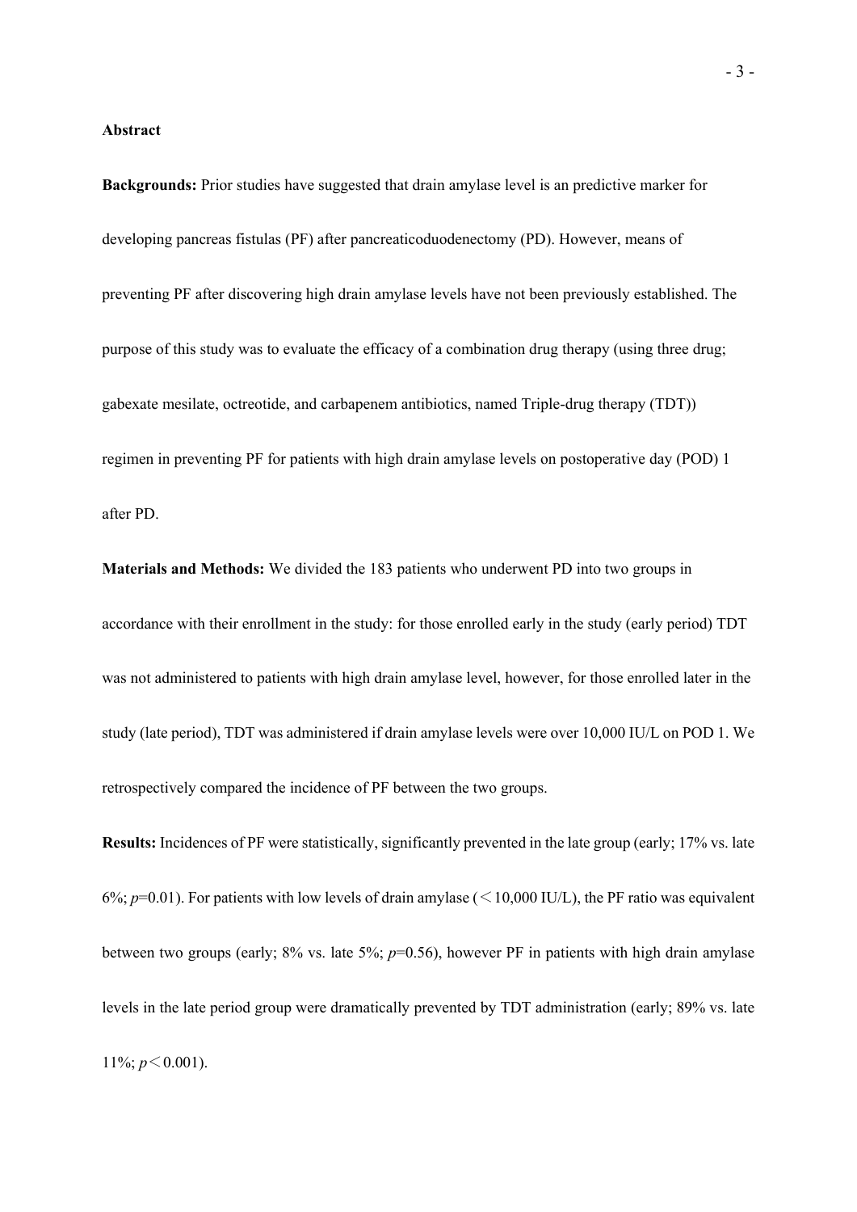**Abstract**

**Backgrounds:** Prior studies have suggested that drain amylase level is an predictive marker for developing pancreas fistulas (PF) after pancreaticoduodenectomy (PD). However, means of preventing PF after discovering high drain amylase levels have not been previously established. The purpose of this study was to evaluate the efficacy of a combination drug therapy (using three drug; gabexate mesilate, octreotide, and carbapenem antibiotics, named Triple-drug therapy (TDT)) regimen in preventing PF for patients with high drain amylase levels on postoperative day (POD) 1 after PD.

**Materials and Methods:** We divided the 183 patients who underwent PD into two groups in accordance with their enrollment in the study: for those enrolled early in the study (early period) TDT was not administered to patients with high drain amylase level, however, for those enrolled later in the study (late period), TDT was administered if drain amylase levels were over 10,000 IU/L on POD 1. We retrospectively compared the incidence of PF between the two groups.

**Results:** Incidences of PF were statistically, significantly prevented in the late group (early; 17% vs. late 6%; $p$=0.01). For patients with low levels of drain amylase (＜10,000 IU/L), the PF ratio was equivalent between two groups (early; 8% vs. late 5%; $p$=0.56), however PF in patients with high drain amylase levels in the late period group were dramatically prevented by TDT administration (early; 89% vs. late 11%; $p$＜0.001).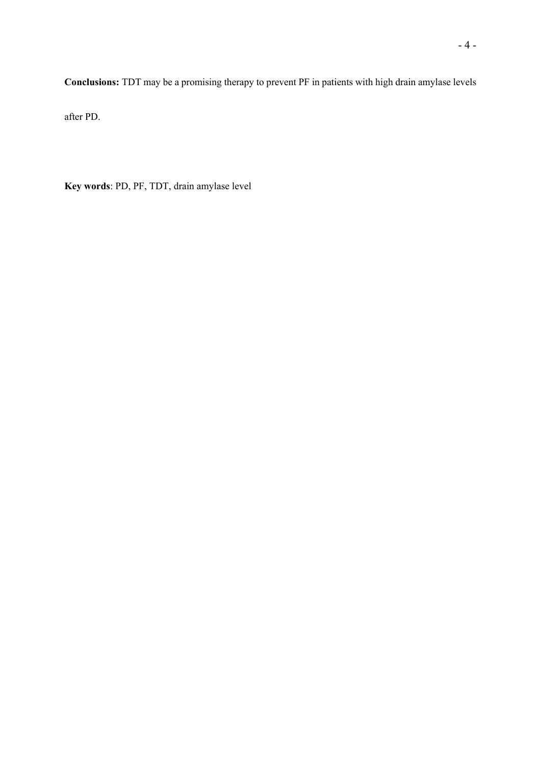**Conclusions:** TDT may be a promising therapy to prevent PF in patients with high drain amylase levels after PD.

**Key words**: PD, PF, TDT, drain amylase level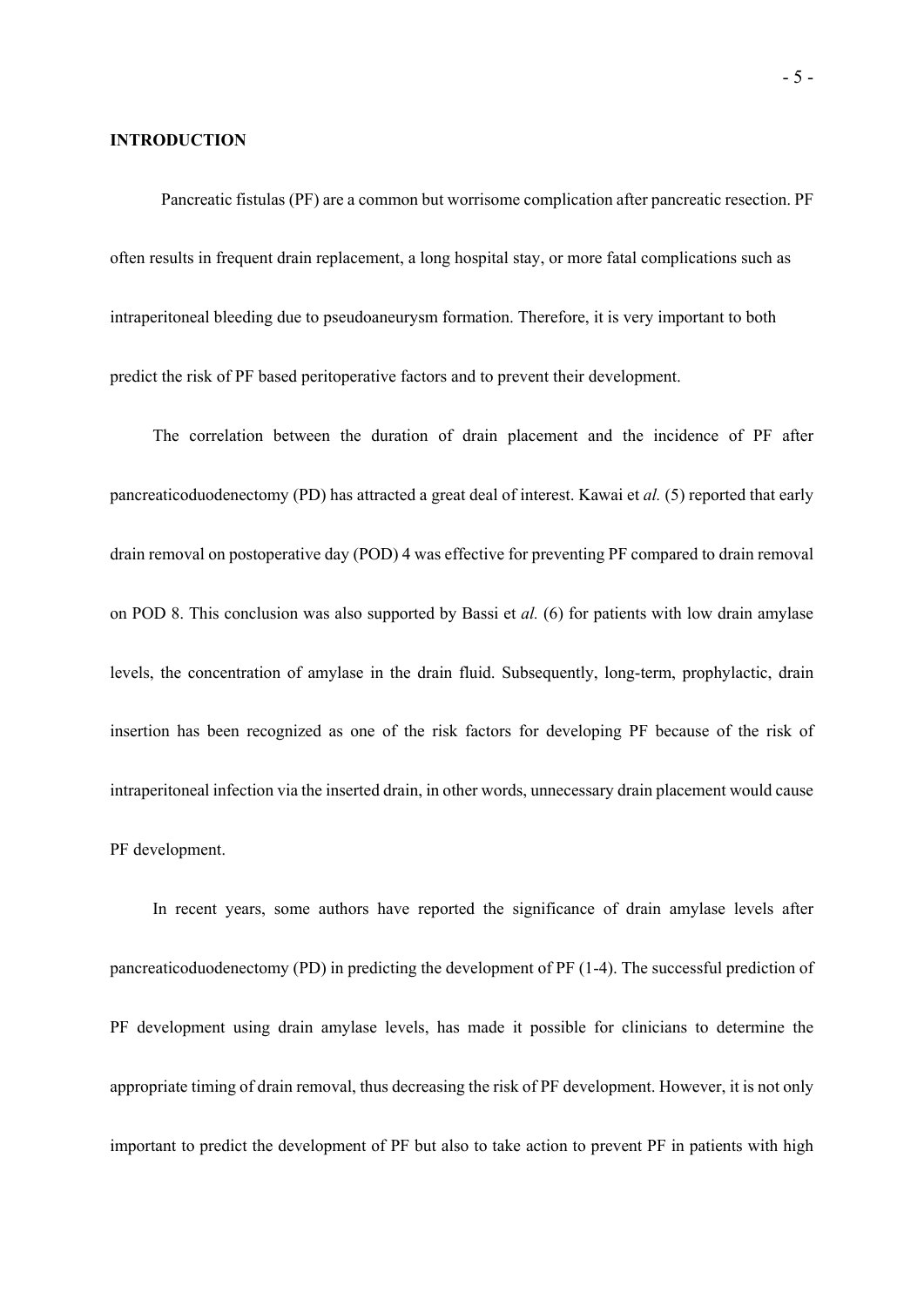**INTRODUCTION**

Pancreatic fistulas (PF) are a common but worrisome complication after pancreatic resection. PF often results in frequent drain replacement, a long hospital stay, or more fatal complications such as intraperitoneal bleeding due to pseudoaneurysm formation. Therefore, it is very important to both predict the risk of PF based peritoperative factors and to prevent their development.

The correlation between the duration of drain placement and the incidence of PF after pancreaticoduodenectomy (PD) has attracted a great deal of interest. Kawai et *al.* (5) reported that early drain removal on postoperative day (POD) 4 was effective for preventing PF compared to drain removal on POD 8. This conclusion was also supported by Bassi et *al.* (6) for patients with low drain amylase levels, the concentration of amylase in the drain fluid. Subsequently, long-term, prophylactic, drain insertion has been recognized as one of the risk factors for developing PF because of the risk of intraperitoneal infection via the inserted drain, in other words, unnecessary drain placement would cause PF development.

In recent years, some authors have reported the significance of drain amylase levels after pancreaticoduodenectomy (PD) in predicting the development of PF (1-4). The successful prediction of PF development using drain amylase levels, has made it possible for clinicians to determine the appropriate timing of drain removal, thus decreasing the risk of PF development. However, it is not only important to predict the development of PF but also to take action to prevent PF in patients with high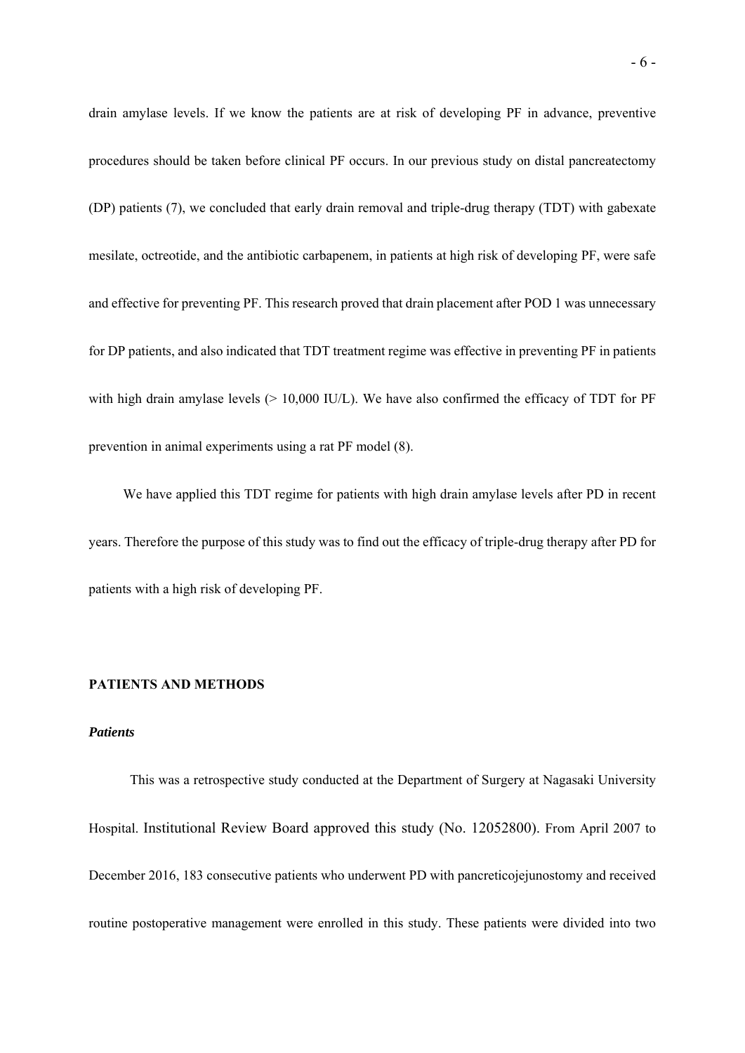drain amylase levels. If we know the patients are at risk of developing PF in advance, preventive procedures should be taken before clinical PF occurs. In our previous study on distal pancreatectomy (DP) patients (7), we concluded that early drain removal and triple-drug therapy (TDT) with gabexate mesilate, octreotide, and the antibiotic carbapenem, in patients at high risk of developing PF, were safe and effective for preventing PF. This research proved that drain placement after POD 1 was unnecessary for DP patients, and also indicated that TDT treatment regime was effective in preventing PF in patients with high drain amylase levels (> 10,000 IU/L). We have also confirmed the efficacy of TDT for PF prevention in animal experiments using a rat PF model (8).

We have applied this TDT regime for patients with high drain amylase levels after PD in recent years. Therefore the purpose of this study was to find out the efficacy of triple-drug therapy after PD for patients with a high risk of developing PF.

## PATIENTS AND METHODS

### *Patients*

This was a retrospective study conducted at the Department of Surgery at Nagasaki University Hospital. Institutional Review Board approved this study (No. 12052800). From April 2007 to December 2016, 183 consecutive patients who underwent PD with pancreticojejunostomy and received routine postoperative management were enrolled in this study. These patients were divided into two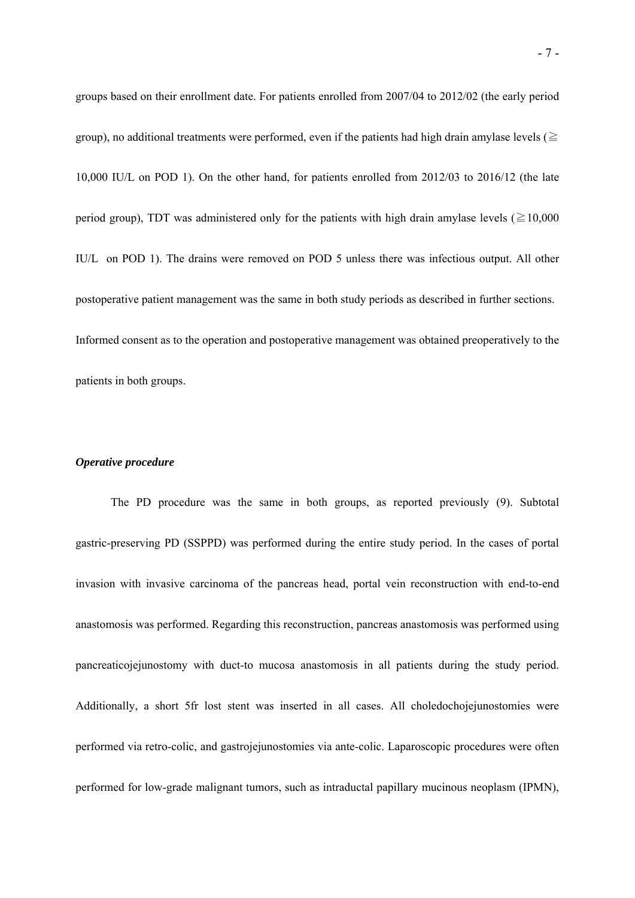groups based on their enrollment date. For patients enrolled from 2007/04 to 2012/02 (the early period group), no additional treatments were performed, even if the patients had high drain amylase levels (≧ 10,000 IU/L on POD 1). On the other hand, for patients enrolled from 2012/03 to 2016/12 (the late period group), TDT was administered only for the patients with high drain amylase levels (≧10,000 IU/L on POD 1). The drains were removed on POD 5 unless there was infectious output. All other postoperative patient management was the same in both study periods as described in further sections. Informed consent as to the operation and postoperative management was obtained preoperatively to the patients in both groups.

***Operative procedure***

The PD procedure was the same in both groups, as reported previously (9). Subtotal gastric-preserving PD (SSPPD) was performed during the entire study period. In the cases of portal invasion with invasive carcinoma of the pancreas head, portal vein reconstruction with end-to-end anastomosis was performed. Regarding this reconstruction, pancreas anastomosis was performed using pancreaticojejunostomy with duct-to mucosa anastomosis in all patients during the study period. Additionally, a short 5fr lost stent was inserted in all cases. All choledochojejunostomies were performed via retro-colic, and gastrojejunostomies via ante-colic. Laparoscopic procedures were often performed for low-grade malignant tumors, such as intraductal papillary mucinous neoplasm (IPMN),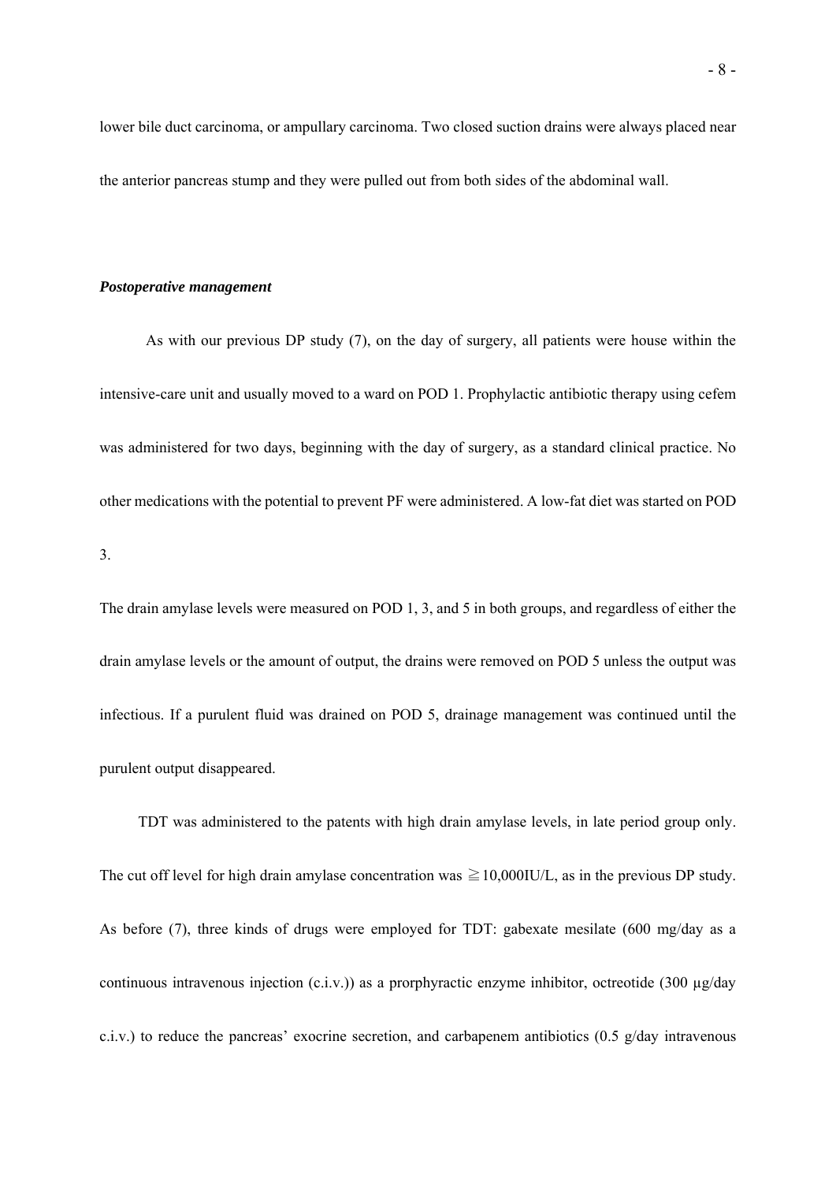lower bile duct carcinoma, or ampullary carcinoma. Two closed suction drains were always placed near the anterior pancreas stump and they were pulled out from both sides of the abdominal wall.

***Postoperative management***

As with our previous DP study (7), on the day of surgery, all patients were house within the intensive-care unit and usually moved to a ward on POD 1. Prophylactic antibiotic therapy using cefem was administered for two days, beginning with the day of surgery, as a standard clinical practice. No other medications with the potential to prevent PF were administered. A low-fat diet was started on POD 3.

The drain amylase levels were measured on POD 1, 3, and 5 in both groups, and regardless of either the drain amylase levels or the amount of output, the drains were removed on POD 5 unless the output was infectious. If a purulent fluid was drained on POD 5, drainage management was continued until the purulent output disappeared.

TDT was administered to the patents with high drain amylase levels, in late period group only. The cut off level for high drain amylase concentration was ≧10,000IU/L, as in the previous DP study. As before (7), three kinds of drugs were employed for TDT: gabexate mesilate (600 mg/day as a continuous intravenous injection (c.i.v.)) as a prorphyractic enzyme inhibitor, octreotide (300 µg/day c.i.v.) to reduce the pancreas' exocrine secretion, and carbapenem antibiotics (0.5 g/day intravenous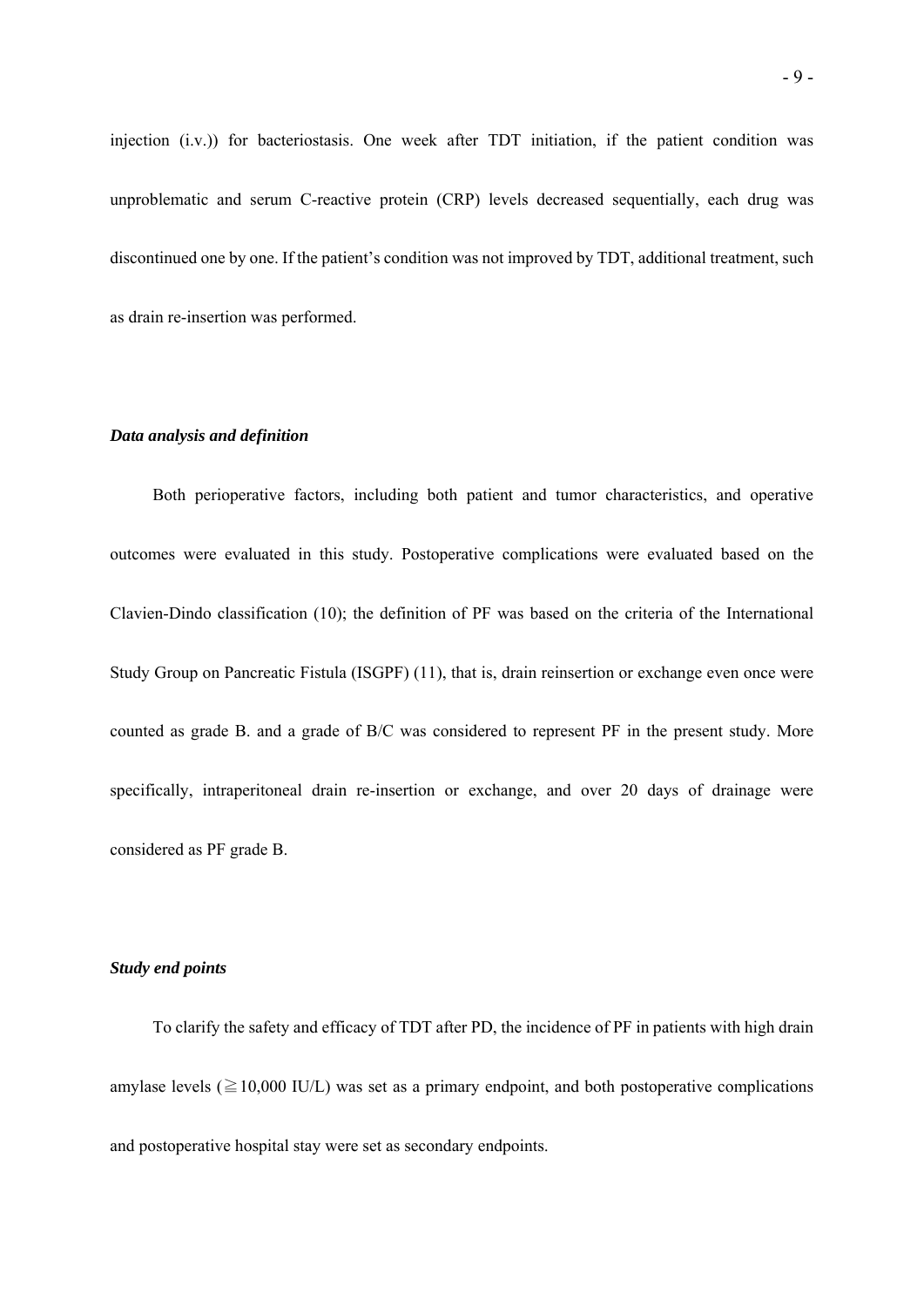injection (i.v.)) for bacteriostasis. One week after TDT initiation, if the patient condition was unproblematic and serum C-reactive protein (CRP) levels decreased sequentially, each drug was discontinued one by one. If the patient's condition was not improved by TDT, additional treatment, such as drain re-insertion was performed.

### *Data analysis and definition*

Both perioperative factors, including both patient and tumor characteristics, and operative outcomes were evaluated in this study. Postoperative complications were evaluated based on the Clavien-Dindo classification (10); the definition of PF was based on the criteria of the International Study Group on Pancreatic Fistula (ISGPF) (11), that is, drain reinsertion or exchange even once were counted as grade B. and a grade of B/C was considered to represent PF in the present study. More specifically, intraperitoneal drain re-insertion or exchange, and over 20 days of drainage were considered as PF grade B.

### *Study end points*

To clarify the safety and efficacy of TDT after PD, the incidence of PF in patients with high drain amylase levels (≧10,000 IU/L) was set as a primary endpoint, and both postoperative complications and postoperative hospital stay were set as secondary endpoints.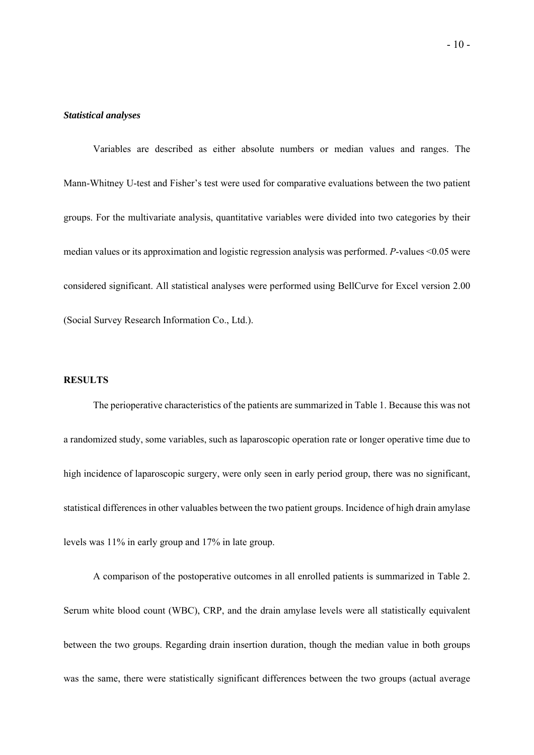### *Statistical analyses*

Variables are described as either absolute numbers or median values and ranges. The Mann-Whitney U-test and Fisher's test were used for comparative evaluations between the two patient groups. For the multivariate analysis, quantitative variables were divided into two categories by their median values or its approximation and logistic regression analysis was performed. *P*-values <0.05 were considered significant. All statistical analyses were performed using BellCurve for Excel version 2.00 (Social Survey Research Information Co., Ltd.).

## RESULTS

The perioperative characteristics of the patients are summarized in Table 1. Because this was not a randomized study, some variables, such as laparoscopic operation rate or longer operative time due to high incidence of laparoscopic surgery, were only seen in early period group, there was no significant, statistical differences in other valuables between the two patient groups. Incidence of high drain amylase levels was 11% in early group and 17% in late group.

A comparison of the postoperative outcomes in all enrolled patients is summarized in Table 2. Serum white blood count (WBC), CRP, and the drain amylase levels were all statistically equivalent between the two groups. Regarding drain insertion duration, though the median value in both groups was the same, there were statistically significant differences between the two groups (actual average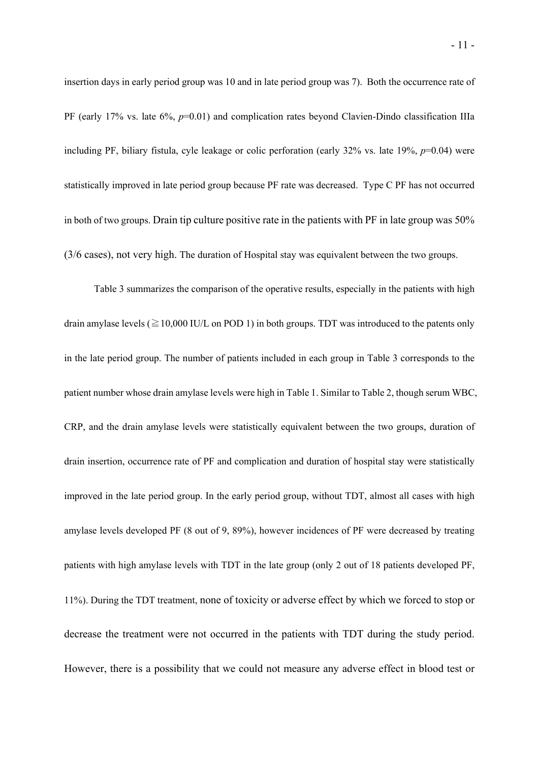insertion days in early period group was 10 and in late period group was 7). Both the occurrence rate of PF (early 17% vs. late 6%, *p*=0.01) and complication rates beyond Clavien-Dindo classification IIIa including PF, biliary fistula, cyle leakage or colic perforation (early 32% vs. late 19%, *p*=0.04) were statistically improved in late period group because PF rate was decreased. Type C PF has not occurred in both of two groups. Drain tip culture positive rate in the patients with PF in late group was 50% (3/6 cases), not very high. The duration of Hospital stay was equivalent between the two groups.

Table 3 summarizes the comparison of the operative results, especially in the patients with high drain amylase levels (≧10,000 IU/L on POD 1) in both groups. TDT was introduced to the patents only in the late period group. The number of patients included in each group in Table 3 corresponds to the patient number whose drain amylase levels were high in Table 1. Similar to Table 2, though serum WBC, CRP, and the drain amylase levels were statistically equivalent between the two groups, duration of drain insertion, occurrence rate of PF and complication and duration of hospital stay were statistically improved in the late period group. In the early period group, without TDT, almost all cases with high amylase levels developed PF (8 out of 9, 89%), however incidences of PF were decreased by treating patients with high amylase levels with TDT in the late group (only 2 out of 18 patients developed PF, 11%). During the TDT treatment, none of toxicity or adverse effect by which we forced to stop or decrease the treatment were not occurred in the patients with TDT during the study period. However, there is a possibility that we could not measure any adverse effect in blood test or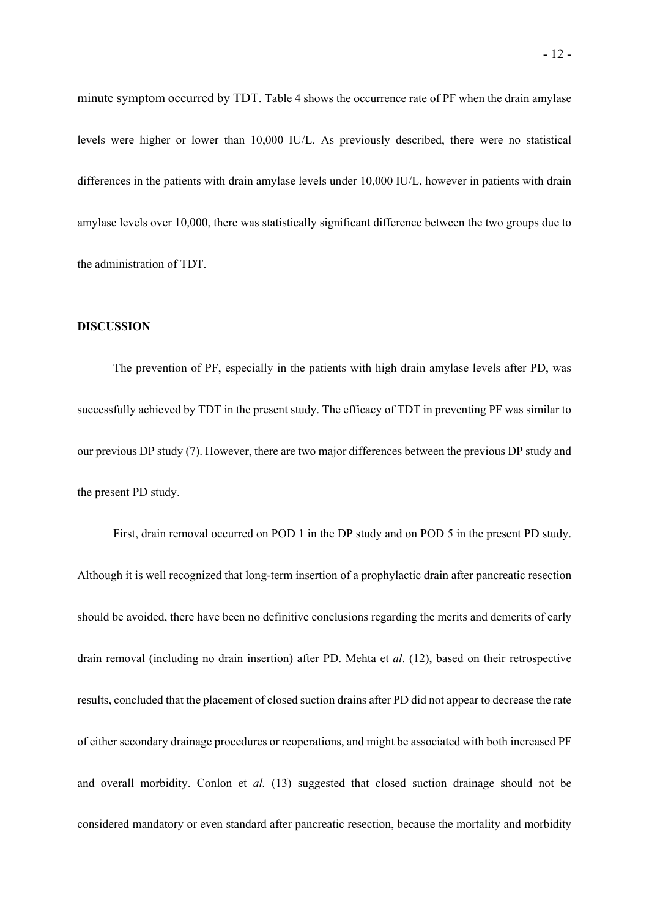minute symptom occurred by TDT. Table 4 shows the occurrence rate of PF when the drain amylase levels were higher or lower than 10,000 IU/L. As previously described, there were no statistical differences in the patients with drain amylase levels under 10,000 IU/L, however in patients with drain amylase levels over 10,000, there was statistically significant difference between the two groups due to the administration of TDT.

**DISCUSSION**

The prevention of PF, especially in the patients with high drain amylase levels after PD, was successfully achieved by TDT in the present study. The efficacy of TDT in preventing PF was similar to our previous DP study (7). However, there are two major differences between the previous DP study and the present PD study.

First, drain removal occurred on POD 1 in the DP study and on POD 5 in the present PD study. Although it is well recognized that long-term insertion of a prophylactic drain after pancreatic resection should be avoided, there have been no definitive conclusions regarding the merits and demerits of early drain removal (including no drain insertion) after PD. Mehta et *al*. (12), based on their retrospective results, concluded that the placement of closed suction drains after PD did not appear to decrease the rate of either secondary drainage procedures or reoperations, and might be associated with both increased PF and overall morbidity. Conlon et *al.* (13) suggested that closed suction drainage should not be considered mandatory or even standard after pancreatic resection, because the mortality and morbidity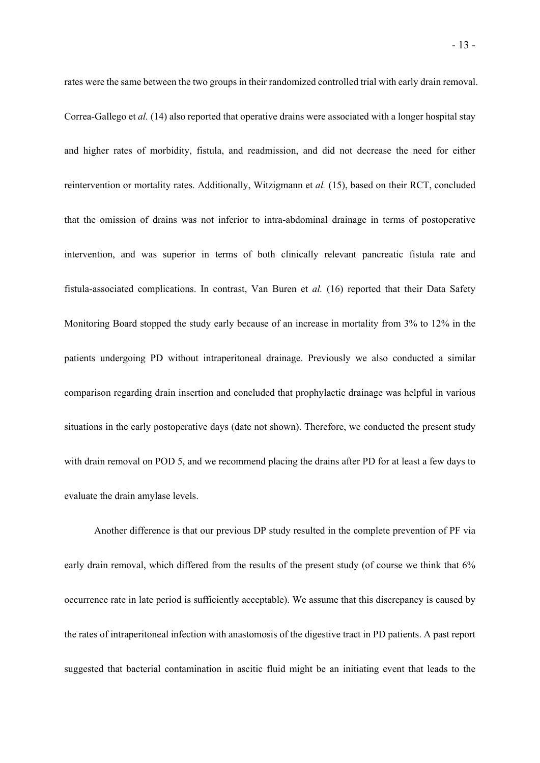rates were the same between the two groups in their randomized controlled trial with early drain removal. Correa-Gallego et *al.* (14) also reported that operative drains were associated with a longer hospital stay and higher rates of morbidity, fistula, and readmission, and did not decrease the need for either reintervention or mortality rates. Additionally, Witzigmann et *al.* (15), based on their RCT, concluded that the omission of drains was not inferior to intra-abdominal drainage in terms of postoperative intervention, and was superior in terms of both clinically relevant pancreatic fistula rate and fistula-associated complications. In contrast, Van Buren et *al.* (16) reported that their Data Safety Monitoring Board stopped the study early because of an increase in mortality from 3% to 12% in the patients undergoing PD without intraperitoneal drainage. Previously we also conducted a similar comparison regarding drain insertion and concluded that prophylactic drainage was helpful in various situations in the early postoperative days (date not shown). Therefore, we conducted the present study with drain removal on POD 5, and we recommend placing the drains after PD for at least a few days to evaluate the drain amylase levels.

Another difference is that our previous DP study resulted in the complete prevention of PF via early drain removal, which differed from the results of the present study (of course we think that 6% occurrence rate in late period is sufficiently acceptable). We assume that this discrepancy is caused by the rates of intraperitoneal infection with anastomosis of the digestive tract in PD patients. A past report suggested that bacterial contamination in ascitic fluid might be an initiating event that leads to the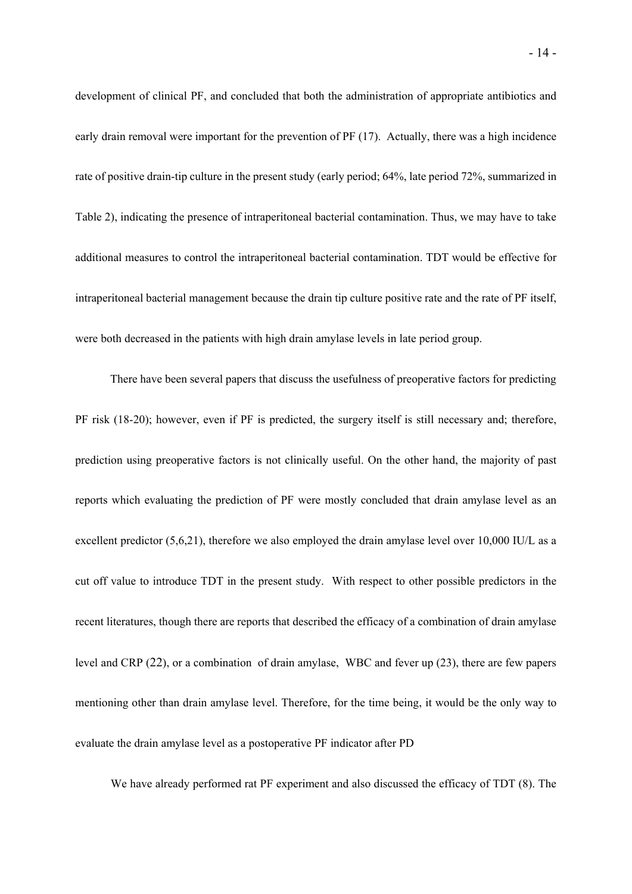development of clinical PF, and concluded that both the administration of appropriate antibiotics and early drain removal were important for the prevention of PF (17). Actually, there was a high incidence rate of positive drain-tip culture in the present study (early period; 64%, late period 72%, summarized in Table 2), indicating the presence of intraperitoneal bacterial contamination. Thus, we may have to take additional measures to control the intraperitoneal bacterial contamination. TDT would be effective for intraperitoneal bacterial management because the drain tip culture positive rate and the rate of PF itself, were both decreased in the patients with high drain amylase levels in late period group.

There have been several papers that discuss the usefulness of preoperative factors for predicting PF risk (18-20); however, even if PF is predicted, the surgery itself is still necessary and; therefore, prediction using preoperative factors is not clinically useful. On the other hand, the majority of past reports which evaluating the prediction of PF were mostly concluded that drain amylase level as an excellent predictor (5,6,21), therefore we also employed the drain amylase level over 10,000 IU/L as a cut off value to introduce TDT in the present study. With respect to other possible predictors in the recent literatures, though there are reports that described the efficacy of a combination of drain amylase level and CRP (22), or a combination of drain amylase, WBC and fever up (23), there are few papers mentioning other than drain amylase level. Therefore, for the time being, it would be the only way to evaluate the drain amylase level as a postoperative PF indicator after PD

We have already performed rat PF experiment and also discussed the efficacy of TDT (8). The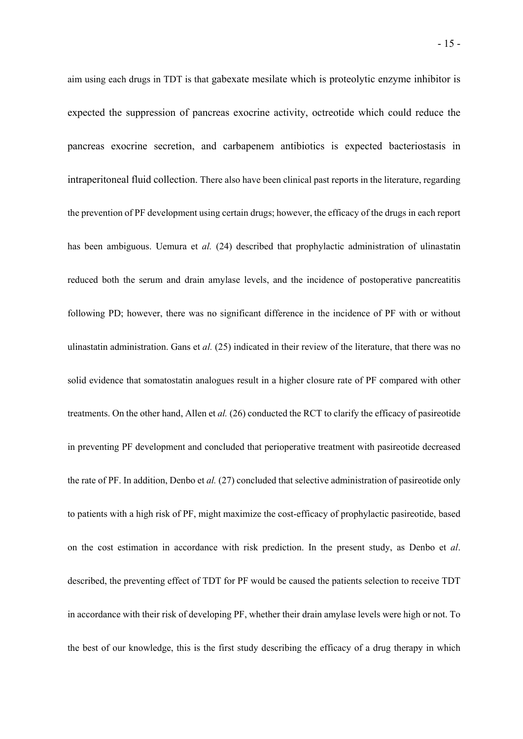aim using each drugs in TDT is that gabexate mesilate which is proteolytic enzyme inhibitor is expected the suppression of pancreas exocrine activity, octreotide which could reduce the pancreas exocrine secretion, and carbapenem antibiotics is expected bacteriostasis in intraperitoneal fluid collection. There also have been clinical past reports in the literature, regarding the prevention of PF development using certain drugs; however, the efficacy of the drugs in each report has been ambiguous. Uemura et *al.* (24) described that prophylactic administration of ulinastatin reduced both the serum and drain amylase levels, and the incidence of postoperative pancreatitis following PD; however, there was no significant difference in the incidence of PF with or without ulinastatin administration. Gans et *al.* (25) indicated in their review of the literature, that there was no solid evidence that somatostatin analogues result in a higher closure rate of PF compared with other treatments. On the other hand, Allen et *al.* (26) conducted the RCT to clarify the efficacy of pasireotide in preventing PF development and concluded that perioperative treatment with pasireotide decreased the rate of PF. In addition, Denbo et *al.* (27) concluded that selective administration of pasireotide only to patients with a high risk of PF, might maximize the cost-efficacy of prophylactic pasireotide, based on the cost estimation in accordance with risk prediction. In the present study, as Denbo et *al*. described, the preventing effect of TDT for PF would be caused the patients selection to receive TDT in accordance with their risk of developing PF, whether their drain amylase levels were high or not. To the best of our knowledge, this is the first study describing the efficacy of a drug therapy in which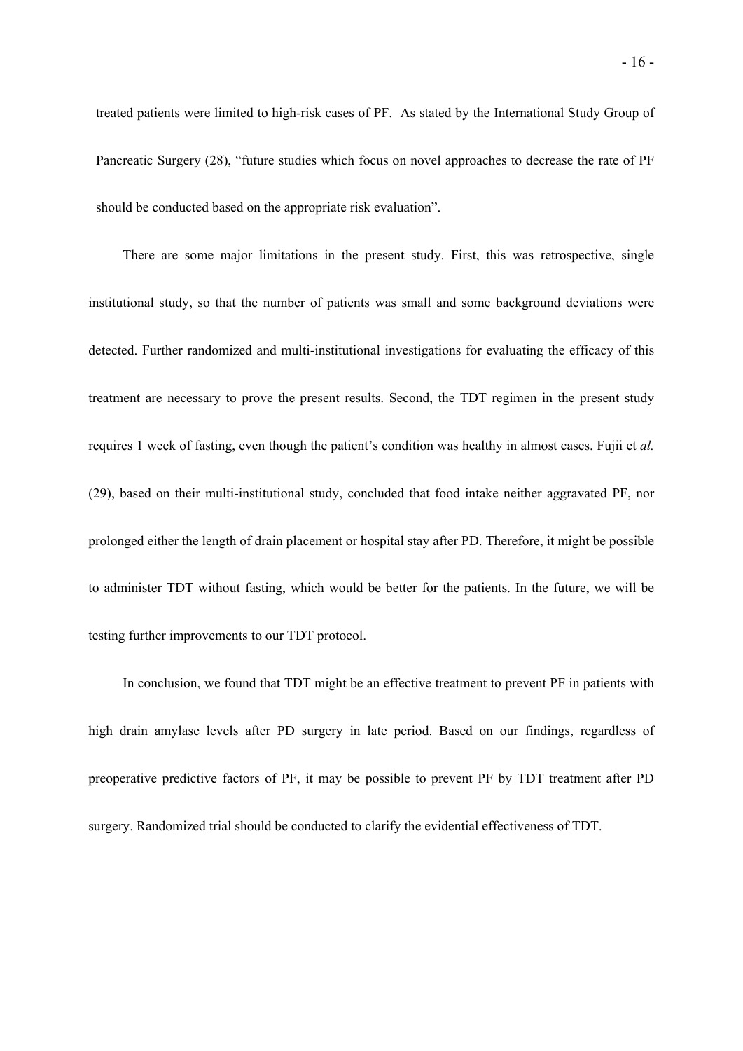treated patients were limited to high-risk cases of PF. As stated by the International Study Group of Pancreatic Surgery (28), "future studies which focus on novel approaches to decrease the rate of PF should be conducted based on the appropriate risk evaluation".

There are some major limitations in the present study. First, this was retrospective, single institutional study, so that the number of patients was small and some background deviations were detected. Further randomized and multi-institutional investigations for evaluating the efficacy of this treatment are necessary to prove the present results. Second, the TDT regimen in the present study requires 1 week of fasting, even though the patient's condition was healthy in almost cases. Fujii et *al.* (29), based on their multi-institutional study, concluded that food intake neither aggravated PF, nor prolonged either the length of drain placement or hospital stay after PD. Therefore, it might be possible to administer TDT without fasting, which would be better for the patients. In the future, we will be testing further improvements to our TDT protocol.

In conclusion, we found that TDT might be an effective treatment to prevent PF in patients with high drain amylase levels after PD surgery in late period. Based on our findings, regardless of preoperative predictive factors of PF, it may be possible to prevent PF by TDT treatment after PD surgery. Randomized trial should be conducted to clarify the evidential effectiveness of TDT.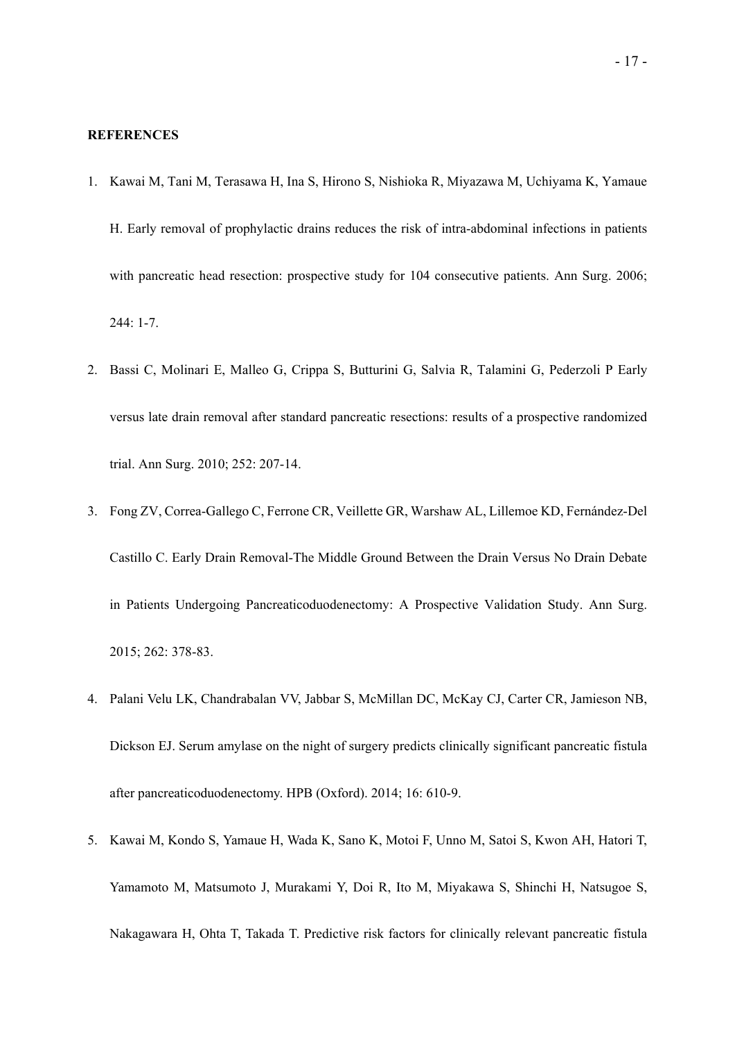**REFERENCES**

1. Kawai M, Tani M, Terasawa H, Ina S, Hirono S, Nishioka R, Miyazawa M, Uchiyama K, Yamaue H. Early removal of prophylactic drains reduces the risk of intra-abdominal infections in patients with pancreatic head resection: prospective study for 104 consecutive patients. Ann Surg. 2006; 244: 1-7.

2. Bassi C, Molinari E, Malleo G, Crippa S, Butturini G, Salvia R, Talamini G, Pederzoli P Early versus late drain removal after standard pancreatic resections: results of a prospective randomized trial. Ann Surg. 2010; 252: 207-14.

3. Fong ZV, Correa-Gallego C, Ferrone CR, Veillette GR, Warshaw AL, Lillemoe KD, Fernández-Del Castillo C. Early Drain Removal-The Middle Ground Between the Drain Versus No Drain Debate in Patients Undergoing Pancreaticoduodenectomy: A Prospective Validation Study. Ann Surg. 2015; 262: 378-83.

4. Palani Velu LK, Chandrabalan VV, Jabbar S, McMillan DC, McKay CJ, Carter CR, Jamieson NB, Dickson EJ. Serum amylase on the night of surgery predicts clinically significant pancreatic fistula after pancreaticoduodenectomy. HPB (Oxford). 2014; 16: 610-9.

5. Kawai M, Kondo S, Yamaue H, Wada K, Sano K, Motoi F, Unno M, Satoi S, Kwon AH, Hatori T, Yamamoto M, Matsumoto J, Murakami Y, Doi R, Ito M, Miyakawa S, Shinchi H, Natsugoe S, Nakagawara H, Ohta T, Takada T. Predictive risk factors for clinically relevant pancreatic fistula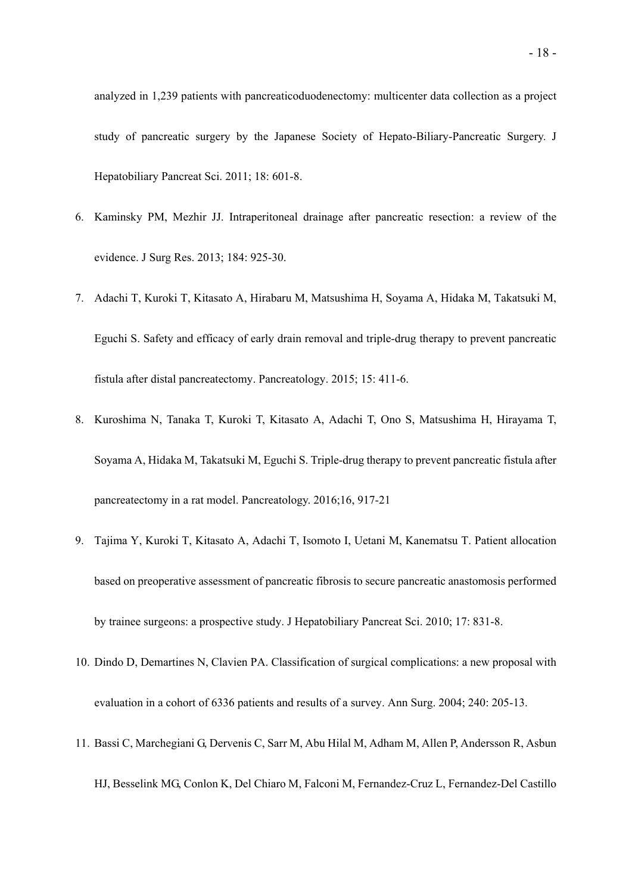analyzed in 1,239 patients with pancreaticoduodenectomy: multicenter data collection as a project study of pancreatic surgery by the Japanese Society of Hepato-Biliary-Pancreatic Surgery. J Hepatobiliary Pancreat Sci. 2011; 18: 601-8.

6. Kaminsky PM, Mezhir JJ. Intraperitoneal drainage after pancreatic resection: a review of the evidence. J Surg Res. 2013; 184: 925-30.
7. Adachi T, Kuroki T, Kitasato A, Hirabaru M, Matsushima H, Soyama A, Hidaka M, Takatsuki M, Eguchi S. Safety and efficacy of early drain removal and triple-drug therapy to prevent pancreatic fistula after distal pancreatectomy. Pancreatology. 2015; 15: 411-6.
8. Kuroshima N, Tanaka T, Kuroki T, Kitasato A, Adachi T, Ono S, Matsushima H, Hirayama T, Soyama A, Hidaka M, Takatsuki M, Eguchi S. Triple-drug therapy to prevent pancreatic fistula after pancreatectomy in a rat model. Pancreatology. 2016;16, 917-21
9. Tajima Y, Kuroki T, Kitasato A, Adachi T, Isomoto I, Uetani M, Kanematsu T. Patient allocation based on preoperative assessment of pancreatic fibrosis to secure pancreatic anastomosis performed by trainee surgeons: a prospective study. J Hepatobiliary Pancreat Sci. 2010; 17: 831-8.
10. Dindo D, Demartines N, Clavien PA. Classification of surgical complications: a new proposal with evaluation in a cohort of 6336 patients and results of a survey. Ann Surg. 2004; 240: 205-13.
11. Bassi C, Marchegiani G, Dervenis C, Sarr M, Abu Hilal M, Adham M, Allen P, Andersson R, Asbun HJ, Besselink MG, Conlon K, Del Chiaro M, Falconi M, Fernandez-Cruz L, Fernandez-Del Castillo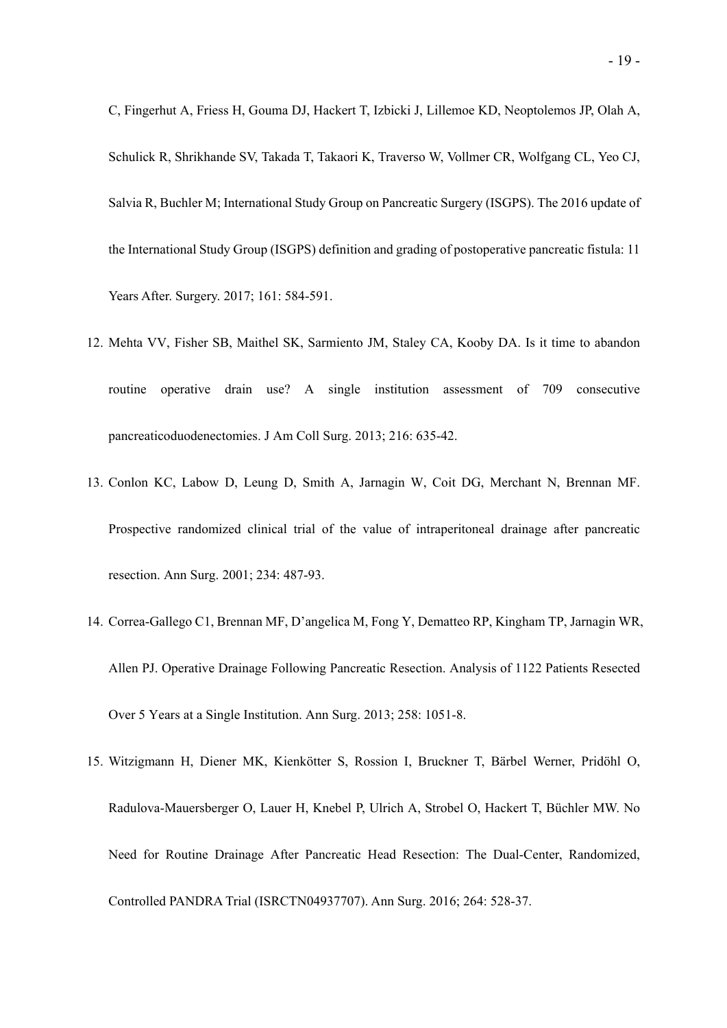C, Fingerhut A, Friess H, Gouma DJ, Hackert T, Izbicki J, Lillemoe KD, Neoptolemos JP, Olah A, Schulick R, Shrikhande SV, Takada T, Takaori K, Traverso W, Vollmer CR, Wolfgang CL, Yeo CJ, Salvia R, Buchler M; International Study Group on Pancreatic Surgery (ISGPS). The 2016 update of the International Study Group (ISGPS) definition and grading of postoperative pancreatic fistula: 11 Years After. Surgery. 2017; 161: 584-591.

12. Mehta VV, Fisher SB, Maithel SK, Sarmiento JM, Staley CA, Kooby DA. Is it time to abandon routine operative drain use? A single institution assessment of 709 consecutive pancreaticoduodenectomies. J Am Coll Surg. 2013; 216: 635-42.
13. Conlon KC, Labow D, Leung D, Smith A, Jarnagin W, Coit DG, Merchant N, Brennan MF. Prospective randomized clinical trial of the value of intraperitoneal drainage after pancreatic resection. Ann Surg. 2001; 234: 487-93.
14. Correa-Gallego C1, Brennan MF, D'angelica M, Fong Y, Dematteo RP, Kingham TP, Jarnagin WR, Allen PJ. Operative Drainage Following Pancreatic Resection. Analysis of 1122 Patients Resected Over 5 Years at a Single Institution. Ann Surg. 2013; 258: 1051-8.
15. Witzigmann H, Diener MK, Kienkötter S, Rossion I, Bruckner T, Bärbel Werner, Pridöhl O, Radulova-Mauersberger O, Lauer H, Knebel P, Ulrich A, Strobel O, Hackert T, Büchler MW. No Need for Routine Drainage After Pancreatic Head Resection: The Dual-Center, Randomized, Controlled PANDRA Trial (ISRCTN04937707). Ann Surg. 2016; 264: 528-37.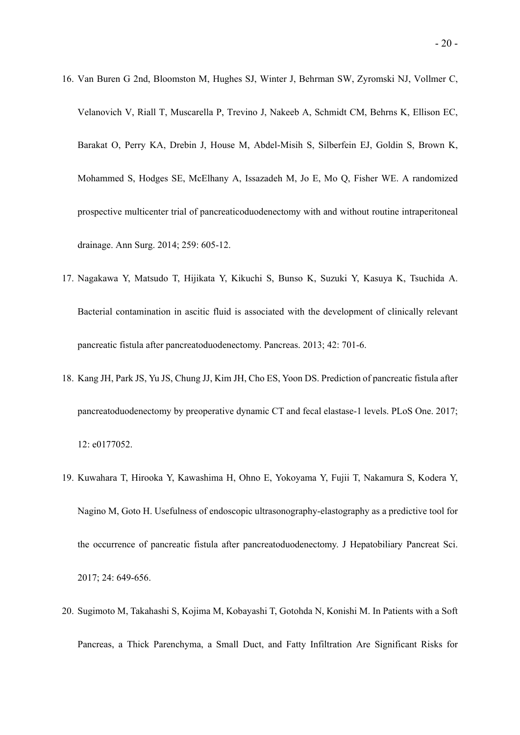16. Van Buren G 2nd, Bloomston M, Hughes SJ, Winter J, Behrman SW, Zyromski NJ, Vollmer C, Velanovich V, Riall T, Muscarella P, Trevino J, Nakeeb A, Schmidt CM, Behrns K, Ellison EC, Barakat O, Perry KA, Drebin J, House M, Abdel-Misih S, Silberfein EJ, Goldin S, Brown K, Mohammed S, Hodges SE, McElhany A, Issazadeh M, Jo E, Mo Q, Fisher WE. A randomized prospective multicenter trial of pancreaticoduodenectomy with and without routine intraperitoneal drainage. Ann Surg. 2014; 259: 605-12.
17. Nagakawa Y, Matsudo T, Hijikata Y, Kikuchi S, Bunso K, Suzuki Y, Kasuya K, Tsuchida A. Bacterial contamination in ascitic fluid is associated with the development of clinically relevant pancreatic fistula after pancreatoduodenectomy. Pancreas. 2013; 42: 701-6.
18. Kang JH, Park JS, Yu JS, Chung JJ, Kim JH, Cho ES, Yoon DS. Prediction of pancreatic fistula after pancreatoduodenectomy by preoperative dynamic CT and fecal elastase-1 levels. PLoS One. 2017; 12: e0177052.
19. Kuwahara T, Hirooka Y, Kawashima H, Ohno E, Yokoyama Y, Fujii T, Nakamura S, Kodera Y, Nagino M, Goto H. Usefulness of endoscopic ultrasonography-elastography as a predictive tool for the occurrence of pancreatic fistula after pancreatoduodenectomy. J Hepatobiliary Pancreat Sci. 2017; 24: 649-656.
20. Sugimoto M, Takahashi S, Kojima M, Kobayashi T, Gotohda N, Konishi M. In Patients with a Soft Pancreas, a Thick Parenchyma, a Small Duct, and Fatty Infiltration Are Significant Risks for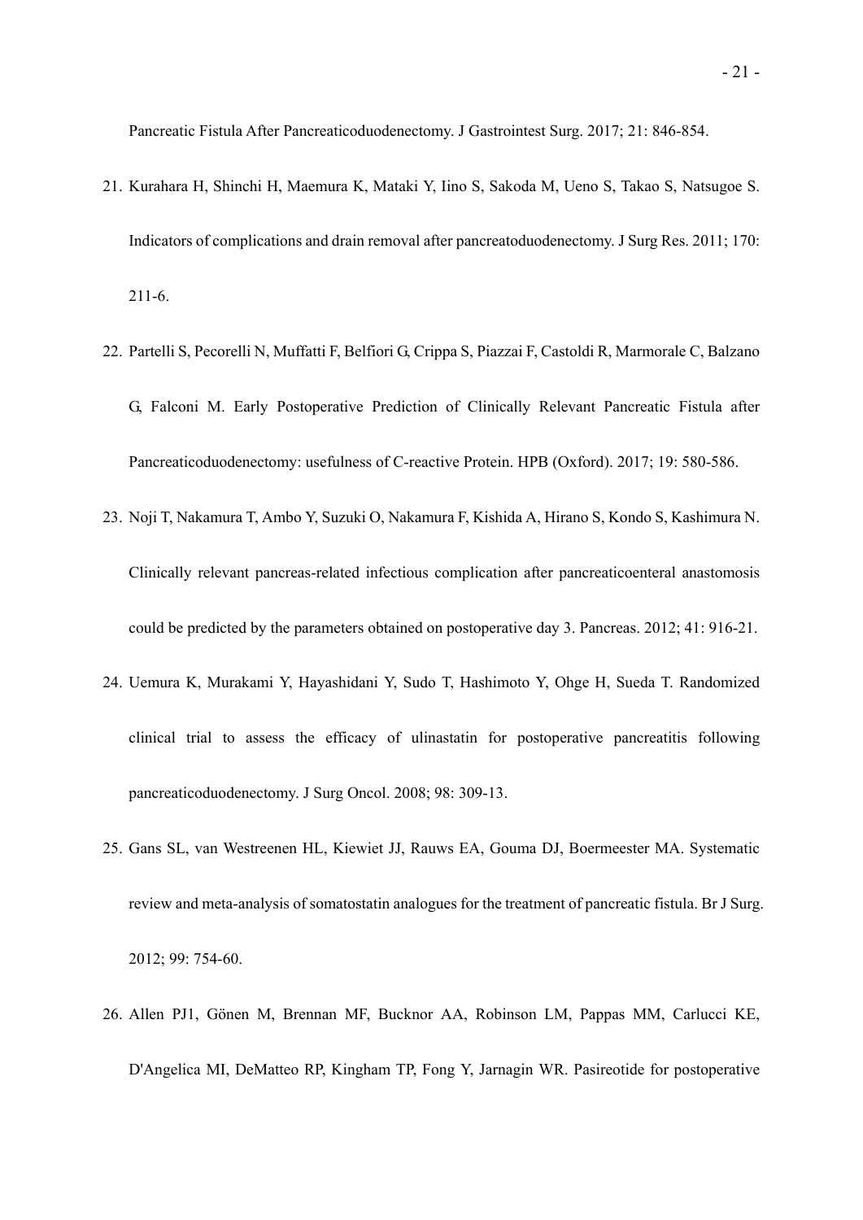Pancreatic Fistula After Pancreaticoduodenectomy. J Gastrointest Surg. 2017; 21: 846-854.

21. Kurahara H, Shinchi H, Maemura K, Mataki Y, Iino S, Sakoda M, Ueno S, Takao S, Natsugoe S. Indicators of complications and drain removal after pancreatoduodenectomy. J Surg Res. 2011; 170: 211-6.
22. Partelli S, Pecorelli N, Muffatti F, Belfiori G, Crippa S, Piazzai F, Castoldi R, Marmorale C, Balzano G, Falconi M. Early Postoperative Prediction of Clinically Relevant Pancreatic Fistula after Pancreaticoduodenectomy: usefulness of C-reactive Protein. HPB (Oxford). 2017; 19: 580-586.
23. Noji T, Nakamura T, Ambo Y, Suzuki O, Nakamura F, Kishida A, Hirano S, Kondo S, Kashimura N. Clinically relevant pancreas-related infectious complication after pancreaticoenteral anastomosis could be predicted by the parameters obtained on postoperative day 3. Pancreas. 2012; 41: 916-21.
24. Uemura K, Murakami Y, Hayashidani Y, Sudo T, Hashimoto Y, Ohge H, Sueda T. Randomized clinical trial to assess the efficacy of ulinastatin for postoperative pancreatitis following pancreaticoduodenectomy. J Surg Oncol. 2008; 98: 309-13.
25. Gans SL, van Westreenen HL, Kiewiet JJ, Rauws EA, Gouma DJ, Boermeester MA. Systematic review and meta-analysis of somatostatin analogues for the treatment of pancreatic fistula. Br J Surg. 2012; 99: 754-60.
26. Allen PJ1, Gönen M, Brennan MF, Bucknor AA, Robinson LM, Pappas MM, Carlucci KE, D'Angelica MI, DeMatteo RP, Kingham TP, Fong Y, Jarnagin WR. Pasireotide for postoperative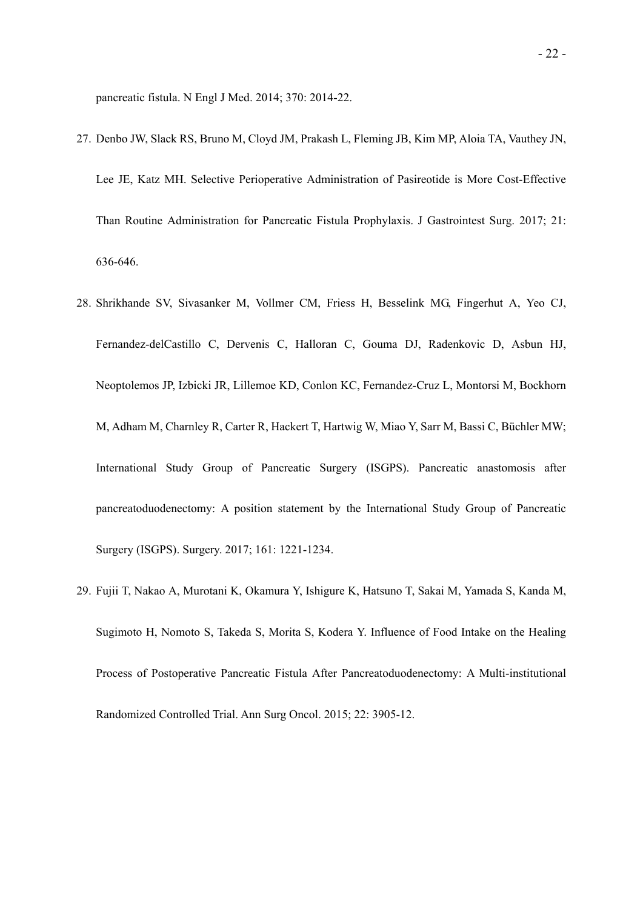pancreatic fistula. N Engl J Med. 2014; 370: 2014-22.

27. Denbo JW, Slack RS, Bruno M, Cloyd JM, Prakash L, Fleming JB, Kim MP, Aloia TA, Vauthey JN, Lee JE, Katz MH. Selective Perioperative Administration of Pasireotide is More Cost-Effective Than Routine Administration for Pancreatic Fistula Prophylaxis. J Gastrointest Surg. 2017; 21: 636-646.

28. Shrikhande SV, Sivasanker M, Vollmer CM, Friess H, Besselink MG, Fingerhut A, Yeo CJ, Fernandez-delCastillo C, Dervenis C, Halloran C, Gouma DJ, Radenkovic D, Asbun HJ, Neoptolemos JP, Izbicki JR, Lillemoe KD, Conlon KC, Fernandez-Cruz L, Montorsi M, Bockhorn M, Adham M, Charnley R, Carter R, Hackert T, Hartwig W, Miao Y, Sarr M, Bassi C, Büchler MW; International Study Group of Pancreatic Surgery (ISGPS). Pancreatic anastomosis after pancreatoduodenectomy: A position statement by the International Study Group of Pancreatic Surgery (ISGPS). Surgery. 2017; 161: 1221-1234.

29. Fujii T, Nakao A, Murotani K, Okamura Y, Ishigure K, Hatsuno T, Sakai M, Yamada S, Kanda M, Sugimoto H, Nomoto S, Takeda S, Morita S, Kodera Y. Influence of Food Intake on the Healing Process of Postoperative Pancreatic Fistula After Pancreatoduodenectomy: A Multi-institutional Randomized Controlled Trial. Ann Surg Oncol. 2015; 22: 3905-12.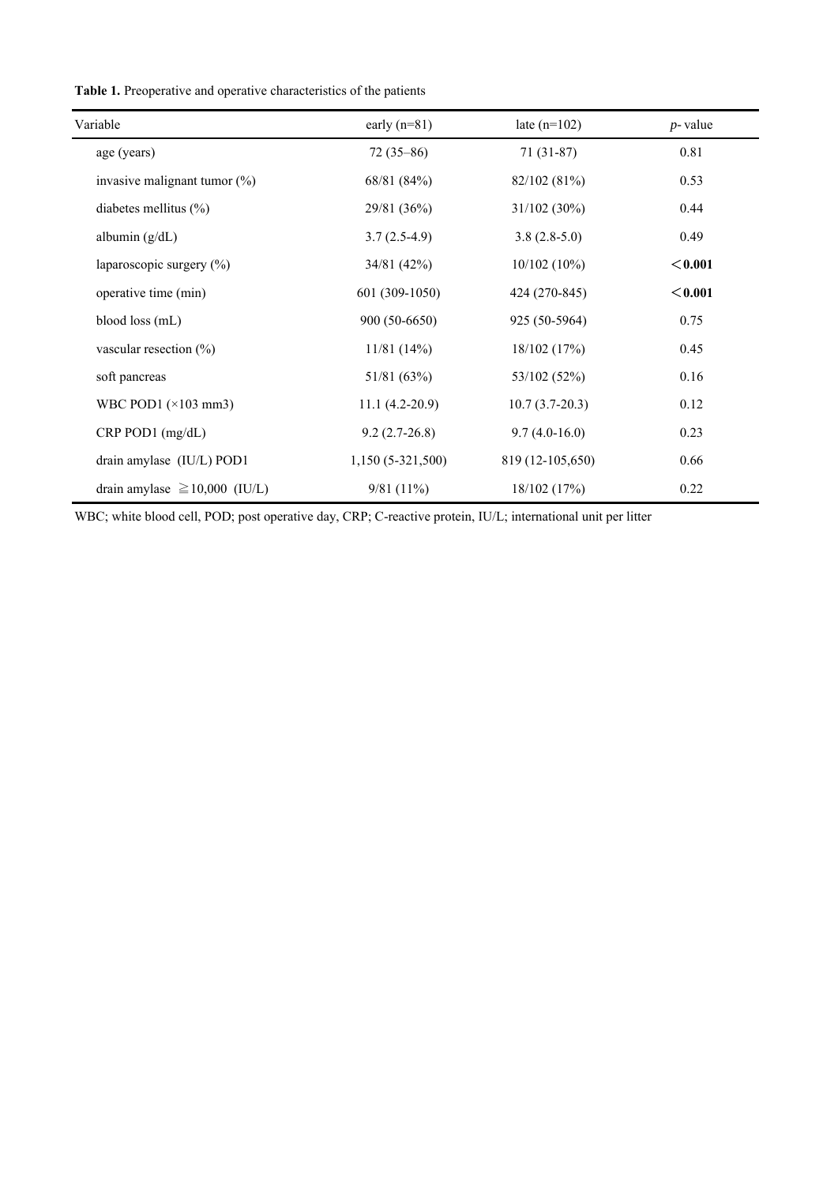**Table 1.** Preoperative and operative characteristics of the patients

| Variable | early (n=81) | late (n=102) | *p*- value |
|---|---|---|---|
| age (years) | 72 (35–86) | 71 (31-87) | 0.81 |
| invasive malignant tumor (%) | 68/81 (84%) | 82/102 (81%) | 0.53 |
| diabetes mellitus (%) | 29/81 (36%) | 31/102 (30%) | 0.44 |
| albumin (g/dL) | 3.7 (2.5-4.9) | 3.8 (2.8-5.0) | 0.49 |
| laparoscopic surgery (%) | 34/81 (42%) | 10/102 (10%) | **＜0.001** |
| operative time (min) | 601 (309-1050) | 424 (270-845) | **＜0.001** |
| blood loss (mL) | 900 (50-6650) | 925 (50-5964) | 0.75 |
| vascular resection (%) | 11/81 (14%) | 18/102 (17%) | 0.45 |
| soft pancreas | 51/81 (63%) | 53/102 (52%) | 0.16 |
| WBC POD1 (×103 mm3) | 11.1 (4.2-20.9) | 10.7 (3.7-20.3) | 0.12 |
| CRP POD1 (mg/dL) | 9.2 (2.7-26.8) | 9.7 (4.0-16.0) | 0.23 |
| drain amylase (IU/L) POD1 | 1,150 (5-321,500) | 819 (12-105,650) | 0.66 |
| drain amylase ≧10,000 (IU/L) | 9/81 (11%) | 18/102 (17%) | 0.22 |

WBC; white blood cell, POD; post operative day, CRP; C-reactive protein, IU/L; international unit per litter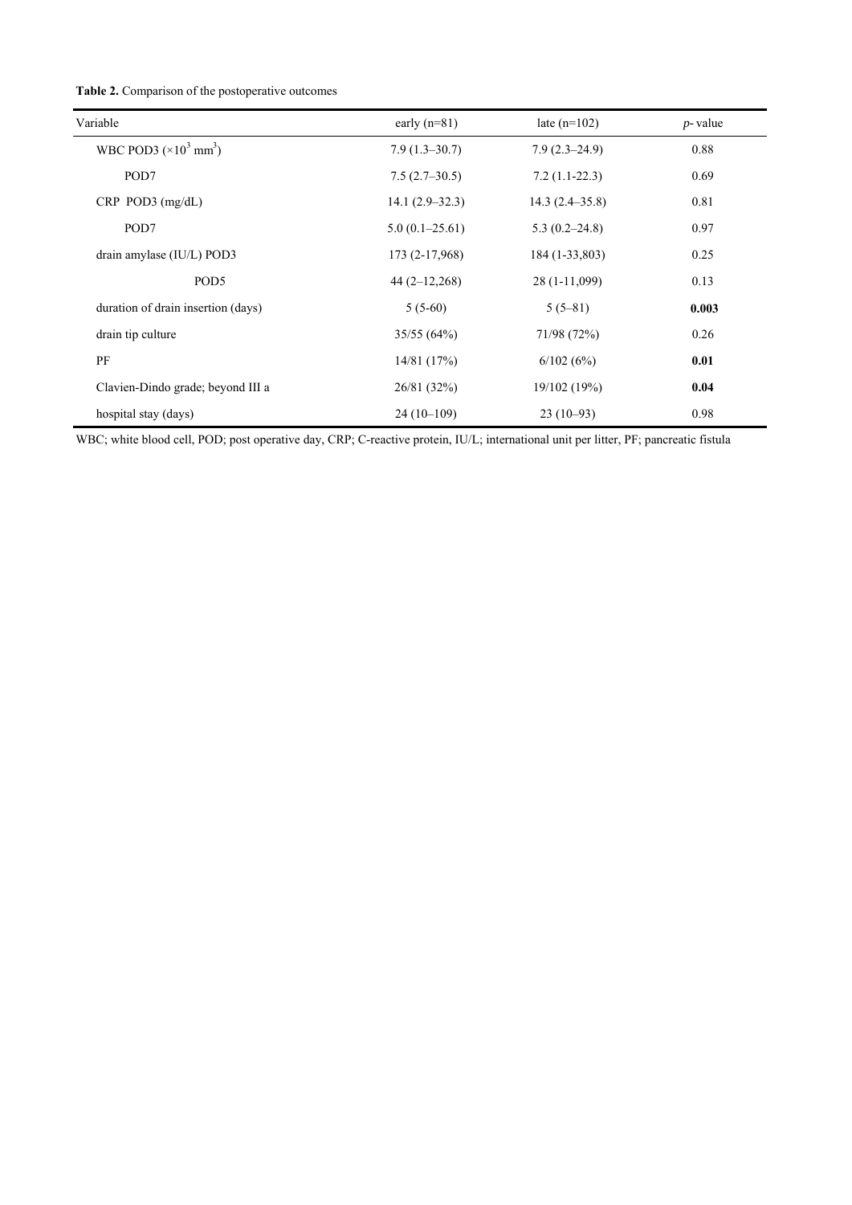**Table 2.** Comparison of the postoperative outcomes

| Variable | early (n=81) | late (n=102) | *p*- value |
|---|---|---|---|
| WBC POD3 ($\times10^3$ mm$^3$) | 7.9 (1.3–30.7) | 7.9 (2.3–24.9) | 0.88 |
| POD7 | 7.5 (2.7–30.5) | 7.2 (1.1-22.3) | 0.69 |
| CRP POD3 (mg/dL) | 14.1 (2.9–32.3) | 14.3 (2.4–35.8) | 0.81 |
| POD7 | 5.0 (0.1–25.61) | 5.3 (0.2–24.8) | 0.97 |
| drain amylase (IU/L) POD3 | 173 (2-17,968) | 184 (1-33,803) | 0.25 |
| POD5 | 44 (2–12,268) | 28 (1-11,099) | 0.13 |
| duration of drain insertion (days) | 5 (5-60) | 5 (5–81) | **0.003** |
| drain tip culture | 35/55 (64%) | 71/98 (72%) | 0.26 |
| PF | 14/81 (17%) | 6/102 (6%) | **0.01** |
| Clavien-Dindo grade; beyond III a | 26/81 (32%) | 19/102 (19%) | **0.04** |
| hospital stay (days) | 24 (10–109) | 23 (10–93) | 0.98 |

WBC; white blood cell, POD; post operative day, CRP; C-reactive protein, IU/L; international unit per litter, PF; pancreatic fistula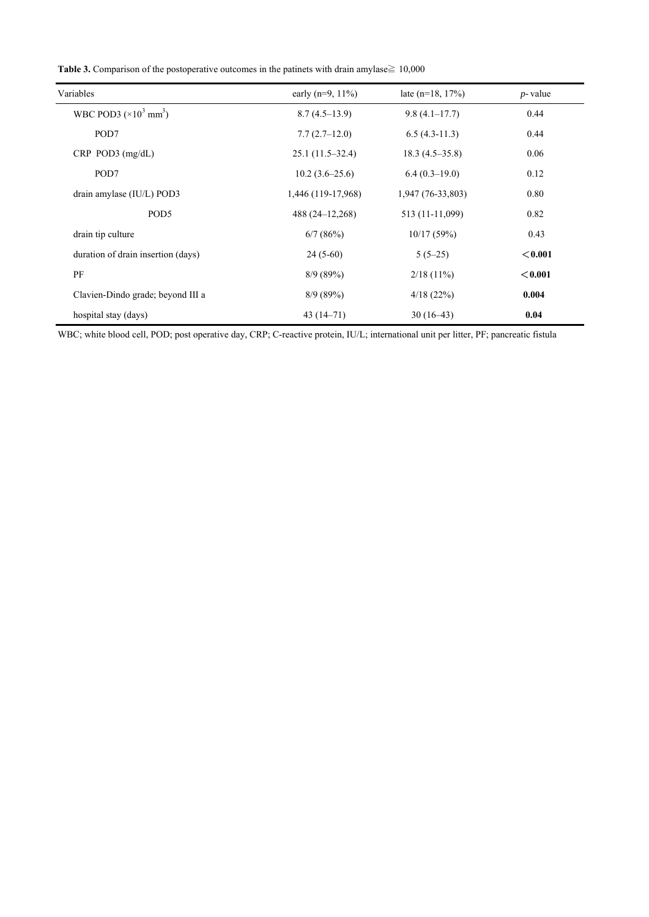**Table 3.** Comparison of the postoperative outcomes in the patinets with drain amylase≧ 10,000

| Variables | early (n=9, 11%) | late (n=18, 17%) | *p*- value |
|---|---|---|---|
| WBC POD3 ($\times10^3$ mm$^3$) | 8.7 (4.5–13.9) | 9.8 (4.1–17.7) | 0.44 |
| POD7 | 7.7 (2.7–12.0) | 6.5 (4.3-11.3) | 0.44 |
| CRP POD3 (mg/dL) | 25.1 (11.5–32.4) | 18.3 (4.5–35.8) | 0.06 |
| POD7 | 10.2 (3.6–25.6) | 6.4 (0.3–19.0) | 0.12 |
| drain amylase (IU/L) POD3 | 1,446 (119-17,968) | 1,947 (76-33,803) | 0.80 |
| POD5 | 488 (24–12,268) | 513 (11-11,099) | 0.82 |
| drain tip culture | 6/7 (86%) | 10/17 (59%) | 0.43 |
| duration of drain insertion (days) | 24 (5-60) | 5 (5–25) | **<0.001** |
| PF | 8/9 (89%) | 2/18 (11%) | **<0.001** |
| Clavien-Dindo grade; beyond III a | 8/9 (89%) | 4/18 (22%) | **0.004** |
| hospital stay (days) | 43 (14–71) | 30 (16–43) | **0.04** |

WBC; white blood cell, POD; post operative day, CRP; C-reactive protein, IU/L; international unit per litter, PF; pancreatic fistula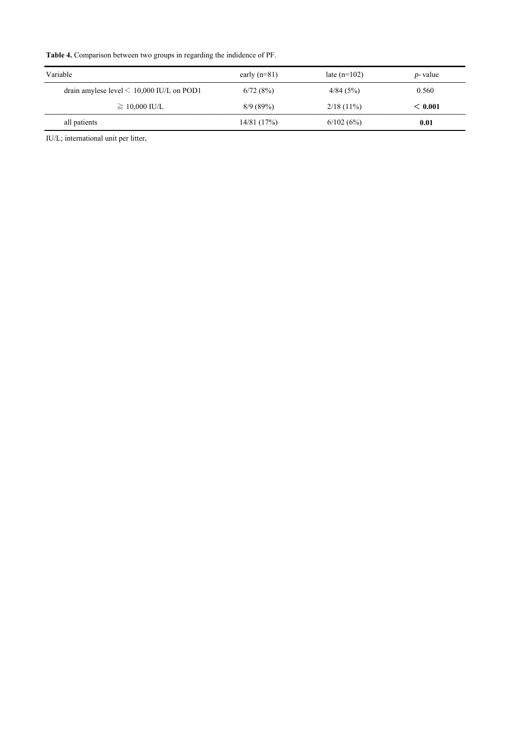**Table 4.** Comparison between two groups in regarding the indidence of PF.

| Variable | early (n=81) | late (n=102) | *p*- value |
|---|---|---|---|
| drain amylese level < 10,000 IU/L on POD1 | 6/72 (8%) | 4/84 (5%) | 0.560 |
| ≧ 10,000 IU/L | 8/9 (89%) | 2/18 (11%) | **< 0.001** |
| all patients | 14/81 (17%) | 6/102 (6%) | **0.01** |

IU/L; international unit per litter,